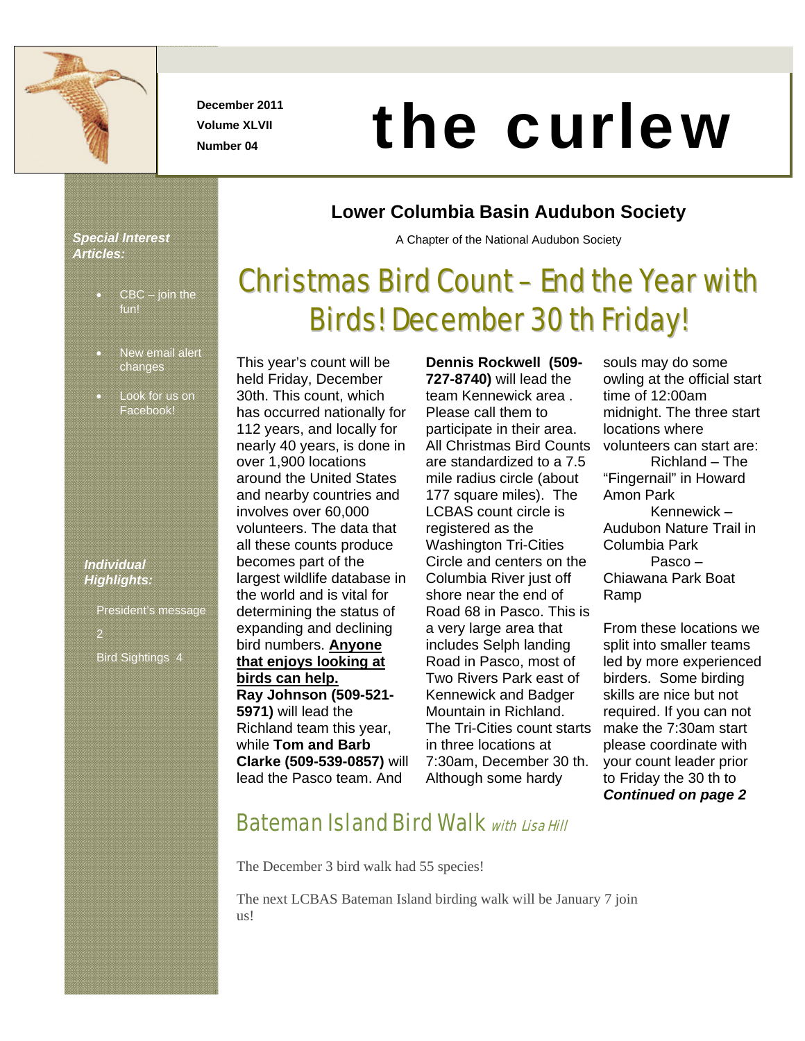December 2011
Volume XLVII
Number 04

# the curlew

## Lower Columbia Basin Audubon Society

A Chapter of the National Audubon Society

***Special Interest Articles:***

- CBC – join the fun!
- New email alert changes
- Look for us on Facebook!

***Individual Highlights:***

President's message 2

Bird Sightings 4

## Christmas Bird Count – End the Year with Birds! December 30 th Friday!

This year's count will be held Friday, December 30th. This count, which has occurred nationally for 112 years, and locally for nearly 40 years, is done in over 1,900 locations around the United States and nearby countries and involves over 60,000 volunteers. The data that all these counts produce becomes part of the largest wildlife database in the world and is vital for determining the status of expanding and declining bird numbers. **Anyone that enjoys looking at birds can help.** **Ray Johnson (509-521-5971)** will lead the Richland team this year, while **Tom and Barb Clarke (509-539-0857)** will lead the Pasco team. And **Dennis Rockwell (509-727-8740)** will lead the team Kennewick area . Please call them to participate in their area. All Christmas Bird Counts are standardized to a 7.5 mile radius circle (about 177 square miles). The LCBAS count circle is registered as the Washington Tri-Cities Circle and centers on the Columbia River just off shore near the end of Road 68 in Pasco. This is a very large area that includes Selph landing Road in Pasco, most of Two Rivers Park east of Kennewick and Badger Mountain in Richland. The Tri-Cities count starts in three locations at 7:30am, December 30 th. Although some hardy souls may do some owling at the official start time of 12:00am midnight. The three start locations where volunteers can start are:

Richland – The "Fingernail" in Howard Amon Park

Kennewick – Audubon Nature Trail in Columbia Park

Pasco – Chiawana Park Boat Ramp

From these locations we split into smaller teams led by more experienced birders. Some birding skills are nice but not required. If you can not make the 7:30am start please coordinate with your count leader prior to Friday the 30 th to ***Continued on page 2***

## Bateman Island Bird Walk *with Lisa Hill*

The December 3 bird walk had 55 species!

The next LCBAS Bateman Island birding walk will be January 7 join us!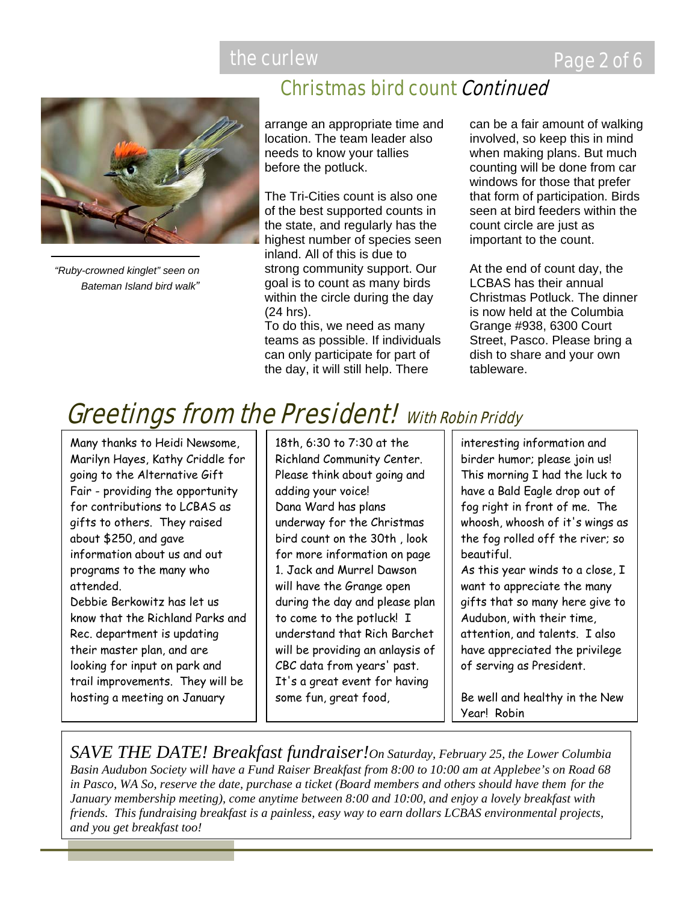## Christmas bird count *Continued*

*"Ruby-crowned kinglet" seen on Bateman Island bird walk"*

arrange an appropriate time and location. The team leader also needs to know your tallies before the potluck.

The Tri-Cities count is also one of the best supported counts in the state, and regularly has the highest number of species seen inland. All of this is due to strong community support. Our goal is to count as many birds within the circle during the day (24 hrs).
To do this, we need as many teams as possible. If individuals can only participate for part of the day, it will still help. There can be a fair amount of walking involved, so keep this in mind when making plans. But much counting will be done from car windows for those that prefer that form of participation. Birds seen at bird feeders within the count circle are just as important to the count.

At the end of count day, the LCBAS has their annual Christmas Potluck. The dinner is now held at the Columbia Grange #938, 6300 Court Street, Pasco. Please bring a dish to share and your own tableware.

# Greetings from the President! *With Robin Priddy*

Many thanks to Heidi Newsome, Marilyn Hayes, Kathy Criddle for going to the Alternative Gift Fair - providing the opportunity for contributions to LCBAS as gifts to others. They raised about $250, and gave information about us and out programs to the many who attended.
Debbie Berkowitz has let us know that the Richland Parks and Rec. department is updating their master plan, and are looking for input on park and trail improvements. They will be hosting a meeting on January 18th, 6:30 to 7:30 at the Richland Community Center. Please think about going and adding your voice!
Dana Ward has plans underway for the Christmas bird count on the 30th , look for more information on page 1. Jack and Murrel Dawson will have the Grange open during the day and please plan to come to the potluck! I understand that Rich Barchet will be providing an anlaysis of CBC data from years' past. It's a great event for having some fun, great food, interesting information and birder humor; please join us!
This morning I had the luck to have a Bald Eagle drop out of fog right in front of me. The whoosh, whoosh of it's wings as the fog rolled off the river; so beautiful.
As this year winds to a close, I want to appreciate the many gifts that so many here give to Audubon, with their time, attention, and talents. I also have appreciated the privilege of serving as President.

Be well and healthy in the New Year! Robin

***SAVE THE DATE! Breakfast fundraiser!*** *On Saturday, February 25, the Lower Columbia Basin Audubon Society will have a Fund Raiser Breakfast from 8:00 to 10:00 am at Applebee's on Road 68 in Pasco, WA So, reserve the date, purchase a ticket (Board members and others should have them for the January membership meeting), come anytime between 8:00 and 10:00, and enjoy a lovely breakfast with friends. This fundraising breakfast is a painless, easy way to earn dollars LCBAS environmental projects, and you get breakfast too!*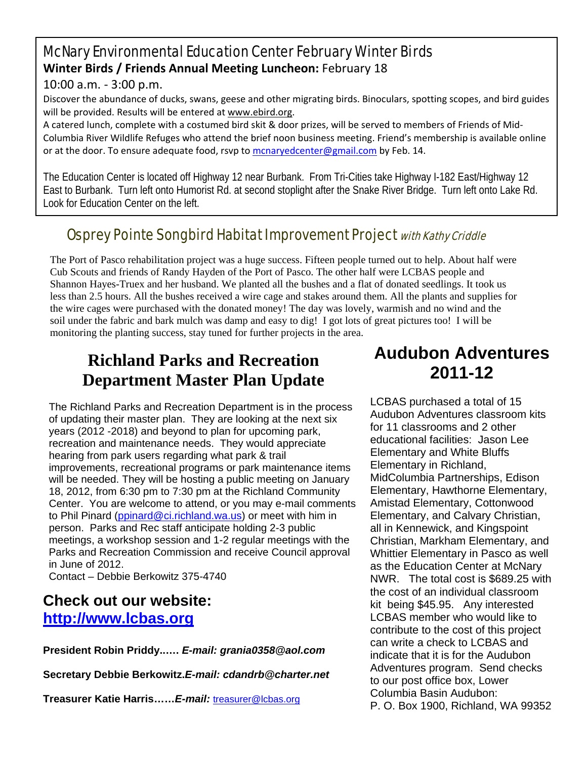## McNary Environmental Education Center February Winter Birds

**Winter Birds / Friends Annual Meeting Luncheon:** February 18

10:00 a.m. - 3:00 p.m.

Discover the abundance of ducks, swans, geese and other migrating birds. Binoculars, spotting scopes, and bird guides will be provided. Results will be entered at www.ebird.org.

A catered lunch, complete with a costumed bird skit & door prizes, will be served to members of Friends of Mid-Columbia River Wildlife Refuges who attend the brief noon business meeting. Friend's membership is available online or at the door. To ensure adequate food, rsvp to mcnaryedcenter@gmail.com by Feb. 14.

The Education Center is located off Highway 12 near Burbank. From Tri-Cities take Highway I-182 East/Highway 12 East to Burbank. Turn left onto Humorist Rd. at second stoplight after the Snake River Bridge. Turn left onto Lake Rd. Look for Education Center on the left.

## Osprey Pointe Songbird Habitat Improvement Project *with Kathy Criddle*

The Port of Pasco rehabilitation project was a huge success. Fifteen people turned out to help. About half were Cub Scouts and friends of Randy Hayden of the Port of Pasco. The other half were LCBAS people and Shannon Hayes-Truex and her husband. We planted all the bushes and a flat of donated seedlings. It took us less than 2.5 hours. All the bushes received a wire cage and stakes around them. All the plants and supplies for the wire cages were purchased with the donated money! The day was lovely, warmish and no wind and the soil under the fabric and bark mulch was damp and easy to dig! I got lots of great pictures too! I will be monitoring the planting success, stay tuned for further projects in the area.

## Richland Parks and Recreation Department Master Plan Update

The Richland Parks and Recreation Department is in the process of updating their master plan. They are looking at the next six years (2012 -2018) and beyond to plan for upcoming park, recreation and maintenance needs. They would appreciate hearing from park users regarding what park & trail improvements, recreational programs or park maintenance items will be needed. They will be hosting a public meeting on January 18, 2012, from 6:30 pm to 7:30 pm at the Richland Community Center. You are welcome to attend, or you may e-mail comments to Phil Pinard (ppinard@ci.richland.wa.us) or meet with him in person. Parks and Rec staff anticipate holding 2-3 public meetings, a workshop session and 1-2 regular meetings with the Parks and Recreation Commission and receive Council approval in June of 2012.

Contact – Debbie Berkowitz 375-4740

### Check out our website: http://www.lcbas.org

**President Robin Priddy......** ***E-mail: grania0358@aol.com***

**Secretary Debbie Berkowitz.*****E-mail: cdandrb@charter.net***

**Treasurer Katie Harris......*****E-mail:*** treasurer@lcbas.org

## Audubon Adventures 2011-12

LCBAS purchased a total of 15 Audubon Adventures classroom kits for 11 classrooms and 2 other educational facilities: Jason Lee Elementary and White Bluffs Elementary in Richland, MidColumbia Partnerships, Edison Elementary, Hawthorne Elementary, Amistad Elementary, Cottonwood Elementary, and Calvary Christian, all in Kennewick, and Kingspoint Christian, Markham Elementary, and Whittier Elementary in Pasco as well as the Education Center at McNary NWR. The total cost is $689.25 with the cost of an individual classroom kit being $45.95. Any interested LCBAS member who would like to contribute to the cost of this project can write a check to LCBAS and indicate that it is for the Audubon Adventures program. Send checks to our post office box, Lower Columbia Basin Audubon: P. O. Box 1900, Richland, WA 99352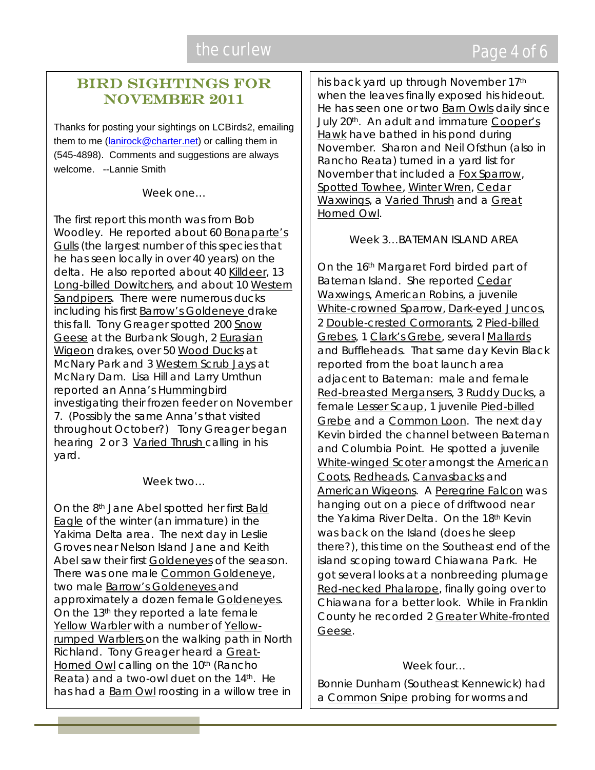## BIRD SIGHTINGS FOR NOVEMBER 2011

Thanks for posting your sightings on LCBirds2, emailing them to me (lanirock@charter.net) or calling them in (545-4898). Comments and suggestions are always welcome. --Lannie Smith

Week one…

The first report this month was from Bob Woodley. He reported about 60 Bonaparte's Gulls (the largest number of this species that he has seen locally in over 40 years) on the delta. He also reported about 40 Killdeer, 13 Long-billed Dowitchers, and about 10 Western Sandpipers. There were numerous ducks including his first Barrow's Goldeneye drake this fall. Tony Greager spotted 200 Snow Geese at the Burbank Slough, 2 Eurasian Wigeon drakes, over 50 Wood Ducks at McNary Park and 3 Western Scrub Jays at McNary Dam. Lisa Hill and Larry Umthun reported an Anna's Hummingbird investigating their frozen feeder on November 7. (Possibly the same Anna's that visited throughout October?) Tony Greager began hearing 2 or 3 Varied Thrush calling in his yard.

Week two…

On the 8th Jane Abel spotted her first Bald Eagle of the winter (an immature) in the Yakima Delta area. The next day in Leslie Groves near Nelson Island Jane and Keith Abel saw their first Goldeneyes of the season. There was one male Common Goldeneye, two male Barrow's Goldeneyes and approximately a dozen female Goldeneyes. On the 13th they reported a late female Yellow Warbler with a number of Yellow-rumped Warblers on the walking path in North Richland. Tony Greager heard a Great-Horned Owl calling on the 10th (Rancho Reata) and a two-owl duet on the 14th. He has had a Barn Owl roosting in a willow tree in his back yard up through November 17th when the leaves finally exposed his hideout. He has seen one or two Barn Owls daily since July 20th. An adult and immature Cooper's Hawk have bathed in his pond during November. Sharon and Neil Ofsthun (also in Rancho Reata) turned in a yard list for November that included a Fox Sparrow, Spotted Towhee, Winter Wren, Cedar Waxwings, a Varied Thrush and a Great Horned Owl.

Week 3…BATEMAN ISLAND AREA

On the 16th Margaret Ford birded part of Bateman Island. She reported Cedar Waxwings, American Robins, a juvenile White-crowned Sparrow, Dark-eyed Juncos, 2 Double-crested Cormorants, 2 Pied-billed Grebes, 1 Clark's Grebe, several Mallards and Buffleheads. That same day Kevin Black reported from the boat launch area adjacent to Bateman: male and female Red-breasted Mergansers, 3 Ruddy Ducks, a female Lesser Scaup, 1 juvenile Pied-billed Grebe and a Common Loon. The next day Kevin birded the channel between Bateman and Columbia Point. He spotted a juvenile White-winged Scoter amongst the American Coots, Redheads, Canvasbacks and American Wigeons. A Peregrine Falcon was hanging out on a piece of driftwood near the Yakima River Delta. On the 18th Kevin was back on the Island (does he sleep there?), this time on the Southeast end of the island scoping toward Chiawana Park. He got several looks at a nonbreeding plumage Red-necked Phalarope, finally going over to Chiawana for a better look. While in Franklin County he recorded 2 Greater White-fronted Geese.

Week four…

Bonnie Dunham (Southeast Kennewick) had a Common Snipe probing for worms and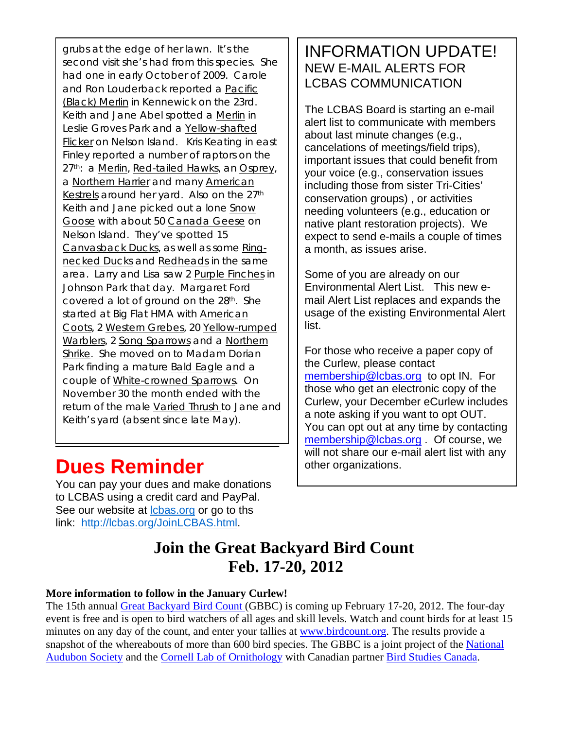grubs at the edge of her lawn. It's the second visit she's had from this species. She had one in early October of 2009. Carole and Ron Louderback reported a Pacific (Black) Merlin in Kennewick on the 23rd. Keith and Jane Abel spotted a Merlin in Leslie Groves Park and a Yellow-shafted Flicker on Nelson Island. Kris Keating in east Finley reported a number of raptors on the 27th: a Merlin, Red-tailed Hawks, an Osprey, a Northern Harrier and many American Kestrels around her yard. Also on the 27th Keith and Jane picked out a lone Snow Goose with about 50 Canada Geese on Nelson Island. They've spotted 15 Canvasback Ducks, as well as some Ring-necked Ducks and Redheads in the same area. Larry and Lisa saw 2 Purple Finches in Johnson Park that day. Margaret Ford covered a lot of ground on the 28th. She started at Big Flat HMA with American Coots, 2 Western Grebes, 20 Yellow-rumped Warblers, 2 Song Sparrows and a Northern Shrike. She moved on to Madam Dorian Park finding a mature Bald Eagle and a couple of White-crowned Sparrows. On November 30 the month ended with the return of the male Varied Thrush to Jane and Keith's yard (absent since late May).

# Dues Reminder

You can pay your dues and make donations to LCBAS using a credit card and PayPal. See our website at lcbas.org or go to ths link: http://lcbas.org/JoinLCBAS.html.

## INFORMATION UPDATE!
### NEW E-MAIL ALERTS FOR LCBAS COMMUNICATION

The LCBAS Board is starting an e-mail alert list to communicate with members about last minute changes (e.g., cancelations of meetings/field trips), important issues that could benefit from your voice (e.g., conservation issues including those from sister Tri-Cities' conservation groups) , or activities needing volunteers (e.g., education or native plant restoration projects). We expect to send e-mails a couple of times a month, as issues arise.

Some of you are already on our Environmental Alert List. This new e-mail Alert List replaces and expands the usage of the existing Environmental Alert list.

For those who receive a paper copy of the Curlew, please contact membership@lcbas.org to opt IN. For those who get an electronic copy of the Curlew, your December eCurlew includes a note asking if you want to opt OUT. You can opt out at any time by contacting membership@lcbas.org . Of course, we will not share our e-mail alert list with any other organizations.

# Join the Great Backyard Bird Count
# Feb. 17-20, 2012

**More information to follow in the January Curlew!**

The 15th annual Great Backyard Bird Count (GBBC) is coming up February 17-20, 2012. The four-day event is free and is open to bird watchers of all ages and skill levels. Watch and count birds for at least 15 minutes on any day of the count, and enter your tallies at www.birdcount.org. The results provide a snapshot of the whereabouts of more than 600 bird species. The GBBC is a joint project of the National Audubon Society and the Cornell Lab of Ornithology with Canadian partner Bird Studies Canada.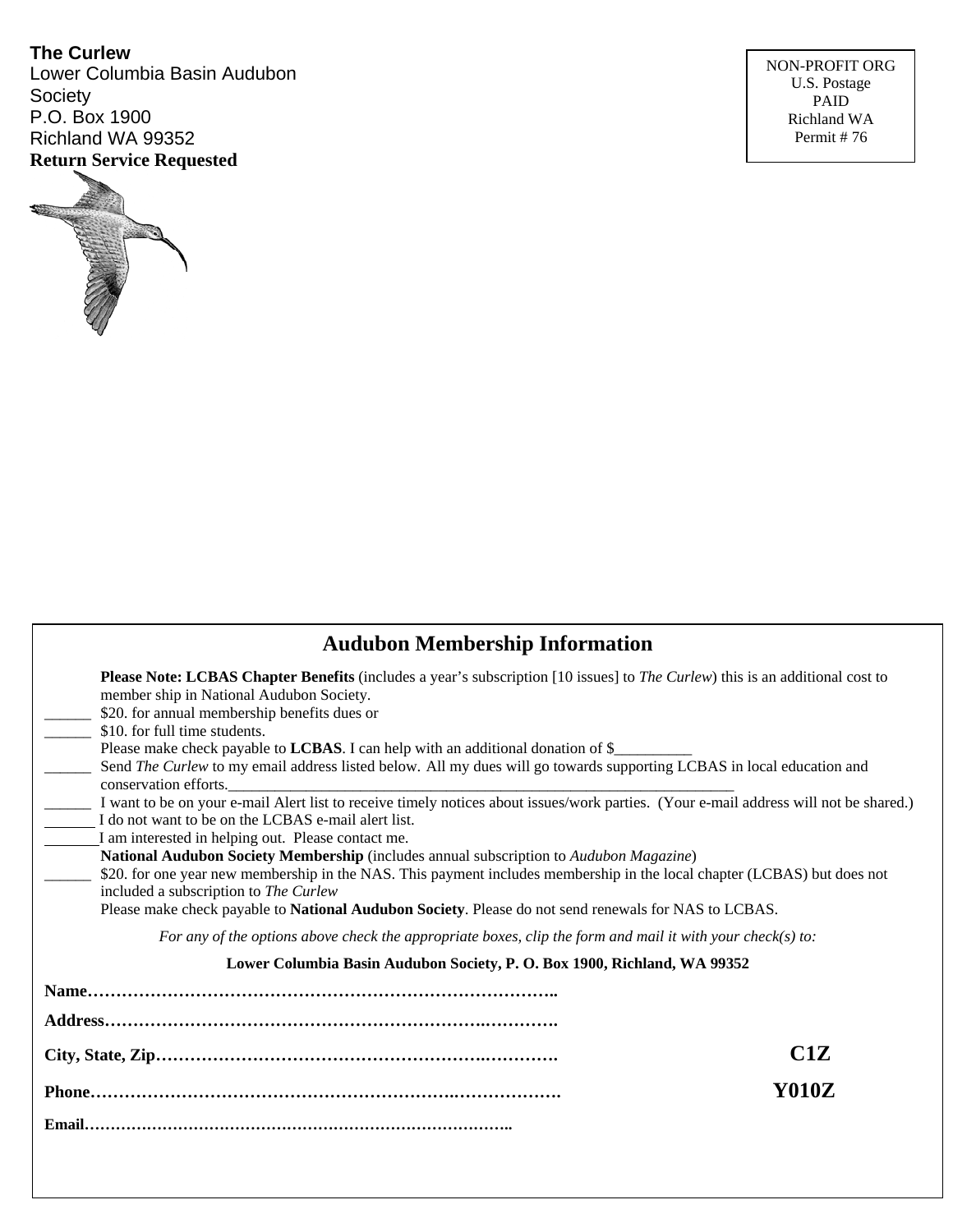**The Curlew**
Lower Columbia Basin Audubon Society
P.O. Box 1900
Richland WA 99352
**Return Service Requested**

NON-PROFIT ORG
U.S. Postage
PAID
Richland WA
Permit # 76

## Audubon Membership Information

**Please Note: LCBAS Chapter Benefits** (includes a year's subscription [10 issues] to *The Curlew*) this is an additional cost to member ship in National Audubon Society.

______ $20. for annual membership benefits dues or

______ $10. for full time students.

Please make check payable to **LCBAS**. I can help with an additional donation of $__________

______ Send *The Curlew* to my email address listed below. All my dues will go towards supporting LCBAS in local education and conservation efforts.____________________________________________________________________

______ I want to be on your e-mail Alert list to receive timely notices about issues/work parties. (Your e-mail address will not be shared.)

______ I do not want to be on the LCBAS e-mail alert list.

______ I am interested in helping out. Please contact me.

**National Audubon Society Membership** (includes annual subscription to *Audubon Magazine*)

______ $20. for one year new membership in the NAS. This payment includes membership in the local chapter (LCBAS) but does not included a subscription to *The Curlew*

Please make check payable to **National Audubon Society**. Please do not send renewals for NAS to LCBAS.

*For any of the options above check the appropriate boxes, clip the form and mail it with your check(s) to:*

**Lower Columbia Basin Audubon Society, P. O. Box 1900, Richland, WA 99352**

**Name……………………………………………………………………..**

**Address…………………………………………………………………….**

**City, State, Zip…………………………………………………………….** **C1Z**

**Phone……………………………………………………………………….** **Y010Z**

**Email……………………………………………………………………..**